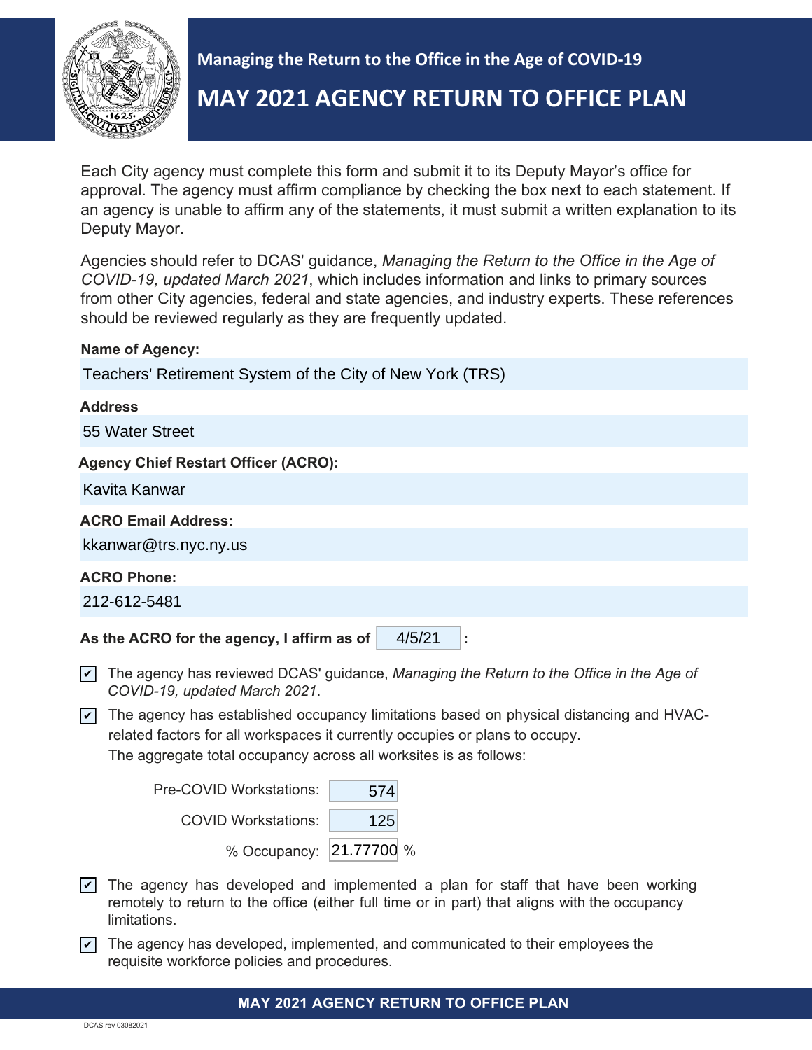Managing the Return to the Office in the Age of COVID-19

# MAY 2021 AGENCY RETURN TO OFFICE PLAN

Each City agency must complete this form and submit it to its Deputy Mayor's office for approval. The agency must affirm compliance by checking the box next to each statement. If an agency is unable to affirm any of the statements, it must submit a written explanation to its Deputy Mayor.

Agencies should refer to DCAS' guidance, *Managing the Return to the Office in the Age of COVID-19, updated March 2021*, which includes information and links to primary sources from other City agencies, federal and state agencies, and industry experts. These references should be reviewed regularly as they are frequently updated.

**Name of Agency:**

Teachers' Retirement System of the City of New York (TRS)

**Address**

55 Water Street

**Agency Chief Restart Officer (ACRO):**

Kavita Kanwar

**ACRO Email Address:**

kkanwar@trs.nyc.ny.us

**ACRO Phone:**

212-612-5481

**As the ACRO for the agency, I affirm as of** 4/5/21 **:**

- [x] The agency has reviewed DCAS' guidance, *Managing the Return to the Office in the Age of COVID-19, updated March 2021*.
- [x] The agency has established occupancy limitations based on physical distancing and HVAC-related factors for all workspaces it currently occupies or plans to occupy. The aggregate total occupancy across all worksites is as follows:

| | |
|---|---|
| Pre-COVID Workstations: | 574 |
| COVID Workstations: | 125 |
| % Occupancy: | 21.77700 % |

- [x] The agency has developed and implemented a plan for staff that have been working remotely to return to the office (either full time or in part) that aligns with the occupancy limitations.
- [x] The agency has developed, implemented, and communicated to their employees the requisite workforce policies and procedures.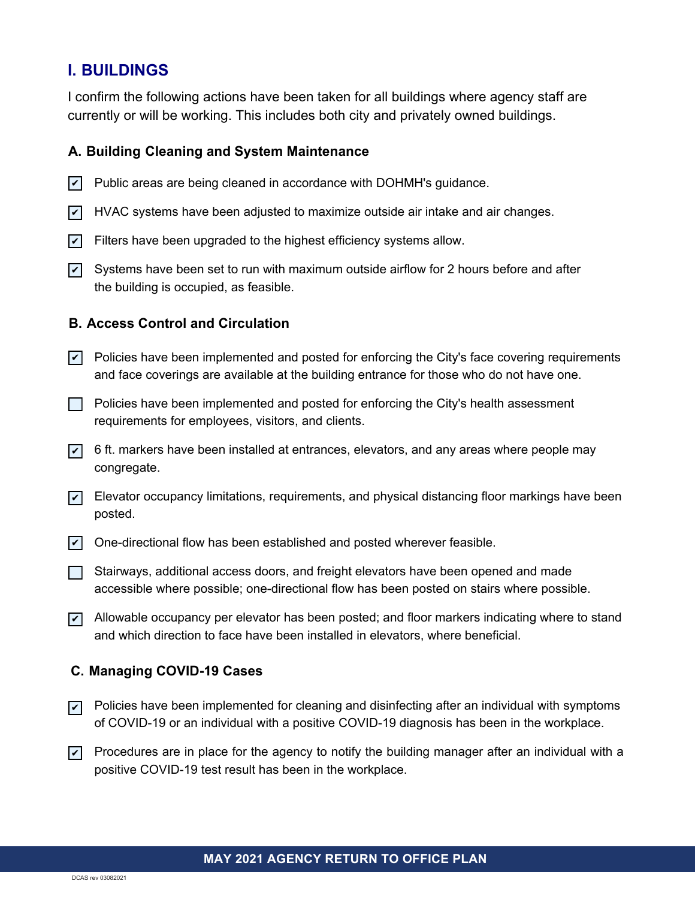## I. BUILDINGS

I confirm the following actions have been taken for all buildings where agency staff are currently or will be working. This includes both city and privately owned buildings.

### A. Building Cleaning and System Maintenance

- [x] Public areas are being cleaned in accordance with DOHMH's guidance.
- [x] HVAC systems have been adjusted to maximize outside air intake and air changes.
- [x] Filters have been upgraded to the highest efficiency systems allow.
- [x] Systems have been set to run with maximum outside airflow for 2 hours before and after the building is occupied, as feasible.

### B. Access Control and Circulation

- [x] Policies have been implemented and posted for enforcing the City's face covering requirements and face coverings are available at the building entrance for those who do not have one.
- [ ] Policies have been implemented and posted for enforcing the City's health assessment requirements for employees, visitors, and clients.
- [x] 6 ft. markers have been installed at entrances, elevators, and any areas where people may congregate.
- [x] Elevator occupancy limitations, requirements, and physical distancing floor markings have been posted.
- [x] One-directional flow has been established and posted wherever feasible.
- [ ] Stairways, additional access doors, and freight elevators have been opened and made accessible where possible; one-directional flow has been posted on stairs where possible.
- [x] Allowable occupancy per elevator has been posted; and floor markers indicating where to stand and which direction to face have been installed in elevators, where beneficial.

### C. Managing COVID-19 Cases

- [x] Policies have been implemented for cleaning and disinfecting after an individual with symptoms of COVID-19 or an individual with a positive COVID-19 diagnosis has been in the workplace.
- [x] Procedures are in place for the agency to notify the building manager after an individual with a positive COVID-19 test result has been in the workplace.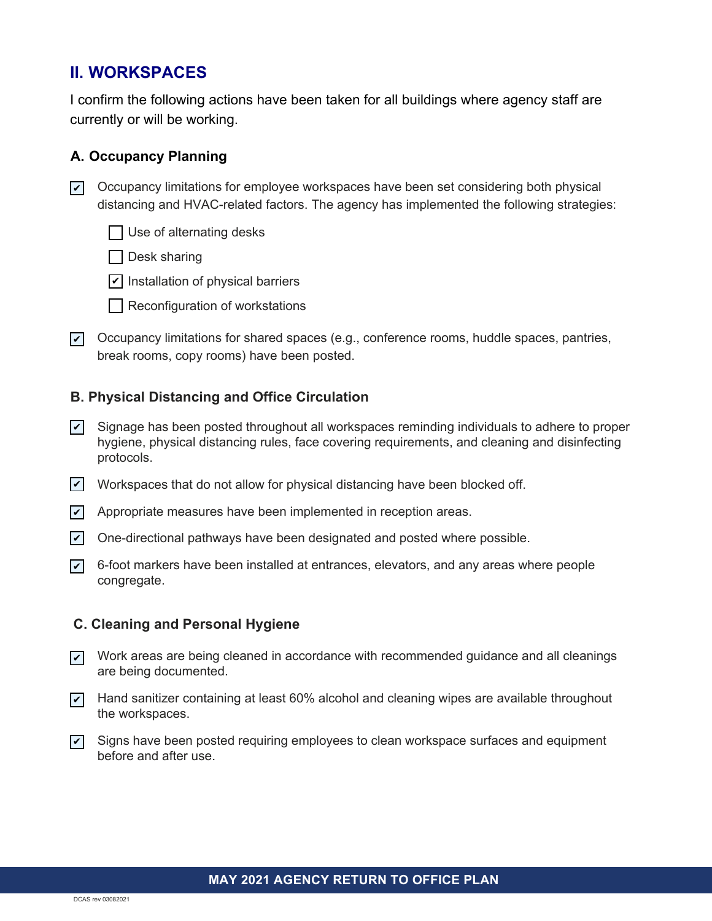## II. WORKSPACES

I confirm the following actions have been taken for all buildings where agency staff are currently or will be working.

### A. Occupancy Planning

- [x] Occupancy limitations for employee workspaces have been set considering both physical distancing and HVAC-related factors. The agency has implemented the following strategies:
    - [ ] Use of alternating desks
    - [ ] Desk sharing
    - [x] Installation of physical barriers
    - [ ] Reconfiguration of workstations
- [x] Occupancy limitations for shared spaces (e.g., conference rooms, huddle spaces, pantries, break rooms, copy rooms) have been posted.

### B. Physical Distancing and Office Circulation

- [x] Signage has been posted throughout all workspaces reminding individuals to adhere to proper hygiene, physical distancing rules, face covering requirements, and cleaning and disinfecting protocols.
- [x] Workspaces that do not allow for physical distancing have been blocked off.
- [x] Appropriate measures have been implemented in reception areas.
- [x] One-directional pathways have been designated and posted where possible.
- [x] 6-foot markers have been installed at entrances, elevators, and any areas where people congregate.

### C. Cleaning and Personal Hygiene

- [x] Work areas are being cleaned in accordance with recommended guidance and all cleanings are being documented.
- [x] Hand sanitizer containing at least 60% alcohol and cleaning wipes are available throughout the workspaces.
- [x] Signs have been posted requiring employees to clean workspace surfaces and equipment before and after use.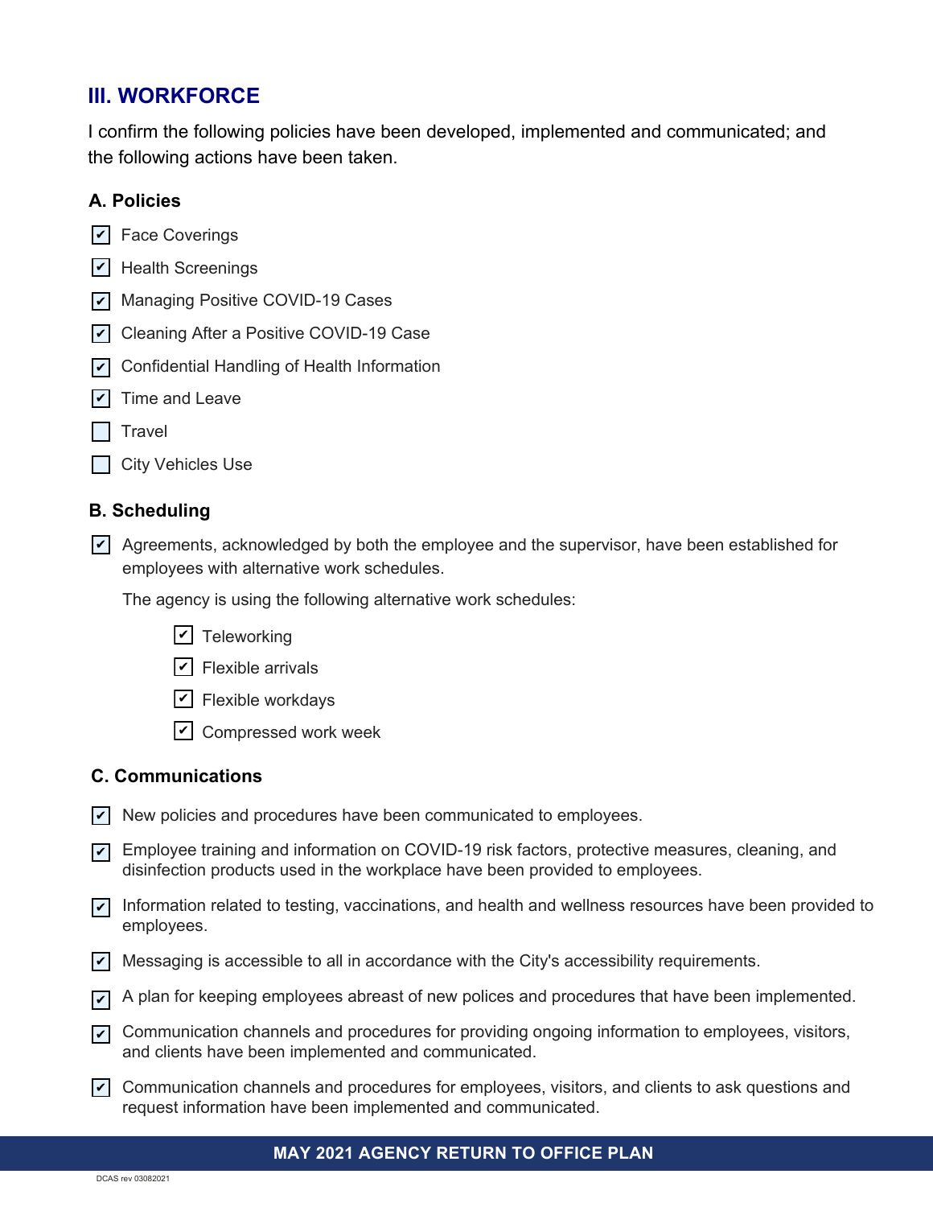## III. WORKFORCE

I confirm the following policies have been developed, implemented and communicated; and the following actions have been taken.

### A. Policies

- [x] Face Coverings
- [x] Health Screenings
- [x] Managing Positive COVID-19 Cases
- [x] Cleaning After a Positive COVID-19 Case
- [x] Confidential Handling of Health Information
- [x] Time and Leave
- [ ] Travel
- [ ] City Vehicles Use

### B. Scheduling

- [x] Agreements, acknowledged by both the employee and the supervisor, have been established for employees with alternative work schedules.

  The agency is using the following alternative work schedules:

  - [x] Teleworking
  - [x] Flexible arrivals
  - [x] Flexible workdays
  - [x] Compressed work week

### C. Communications

- [x] New policies and procedures have been communicated to employees.
- [x] Employee training and information on COVID-19 risk factors, protective measures, cleaning, and disinfection products used in the workplace have been provided to employees.
- [x] Information related to testing, vaccinations, and health and wellness resources have been provided to employees.
- [x] Messaging is accessible to all in accordance with the City's accessibility requirements.
- [x] A plan for keeping employees abreast of new polices and procedures that have been implemented.
- [x] Communication channels and procedures for providing ongoing information to employees, visitors, and clients have been implemented and communicated.
- [x] Communication channels and procedures for employees, visitors, and clients to ask questions and request information have been implemented and communicated.